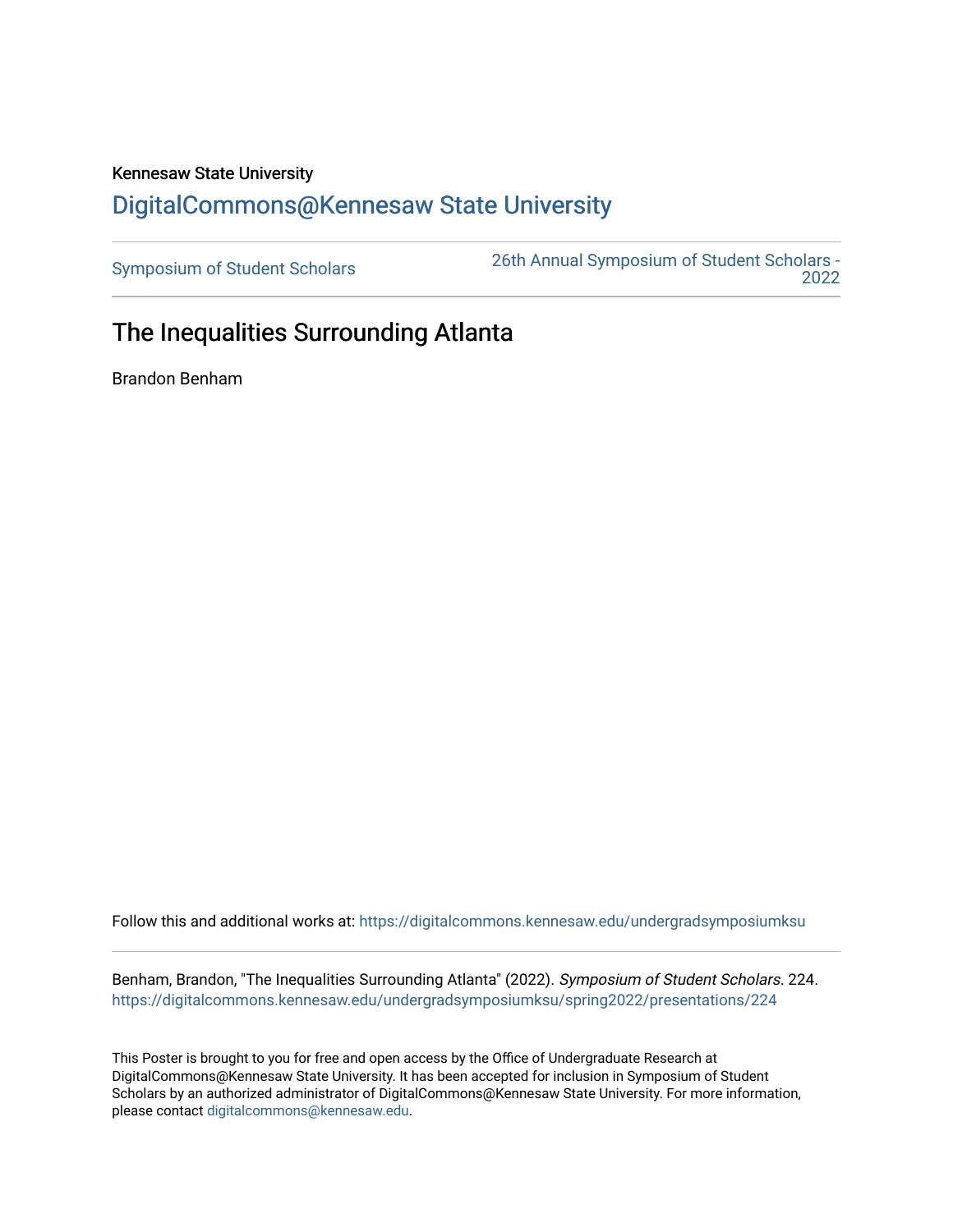Kennesaw State University

# DigitalCommons@Kennesaw State University

Symposium of Student Scholars | 26th Annual Symposium of Student Scholars - 2022

## The Inequalities Surrounding Atlanta

Brandon Benham

Follow this and additional works at: https://digitalcommons.kennesaw.edu/undergradsymposiumksu

Benham, Brandon, "The Inequalities Surrounding Atlanta" (2022). *Symposium of Student Scholars*. 224. https://digitalcommons.kennesaw.edu/undergradsymposiumksu/spring2022/presentations/224

This Poster is brought to you for free and open access by the Office of Undergraduate Research at DigitalCommons@Kennesaw State University. It has been accepted for inclusion in Symposium of Student Scholars by an authorized administrator of DigitalCommons@Kennesaw State University. For more information, please contact digitalcommons@kennesaw.edu.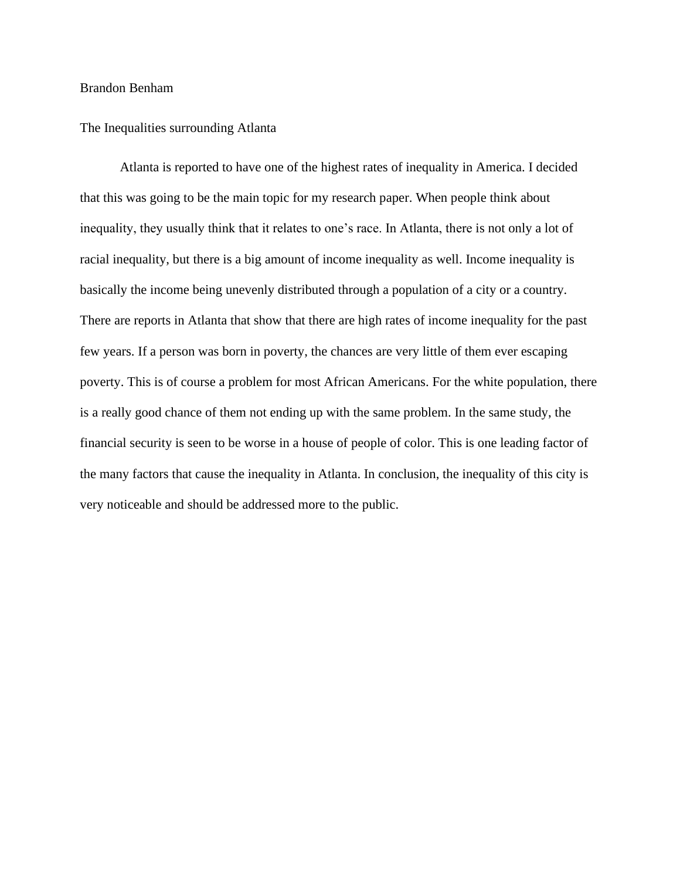Brandon Benham

The Inequalities surrounding Atlanta

Atlanta is reported to have one of the highest rates of inequality in America. I decided that this was going to be the main topic for my research paper. When people think about inequality, they usually think that it relates to one's race. In Atlanta, there is not only a lot of racial inequality, but there is a big amount of income inequality as well. Income inequality is basically the income being unevenly distributed through a population of a city or a country. There are reports in Atlanta that show that there are high rates of income inequality for the past few years. If a person was born in poverty, the chances are very little of them ever escaping poverty. This is of course a problem for most African Americans. For the white population, there is a really good chance of them not ending up with the same problem. In the same study, the financial security is seen to be worse in a house of people of color. This is one leading factor of the many factors that cause the inequality in Atlanta. In conclusion, the inequality of this city is very noticeable and should be addressed more to the public.